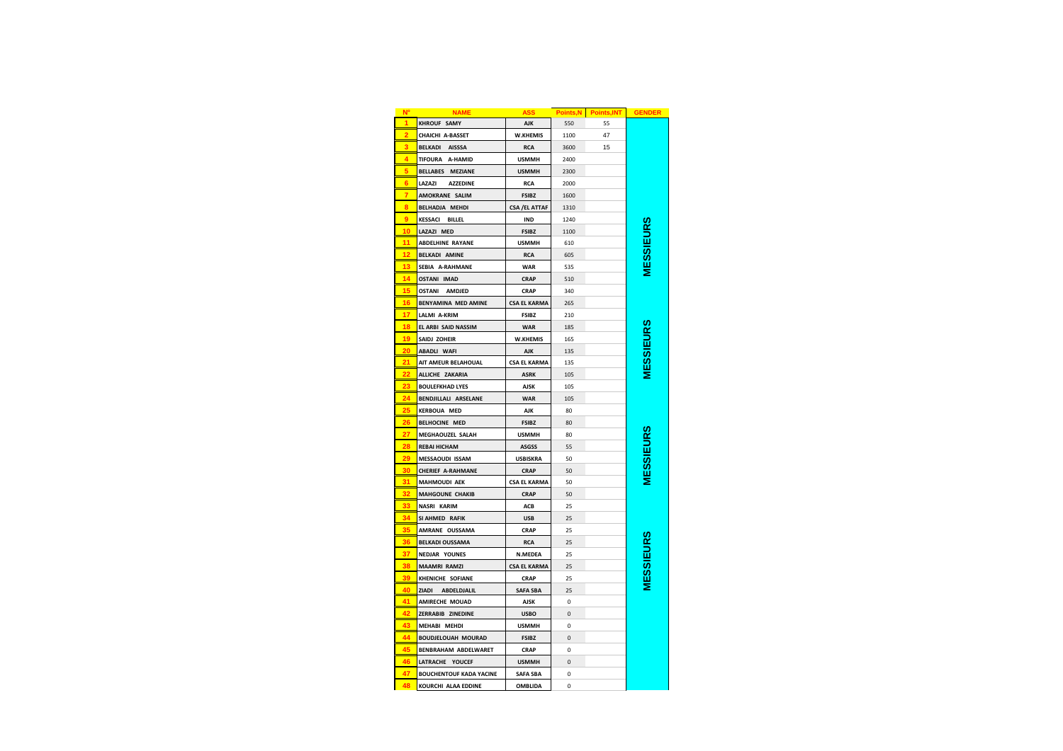| N° | NAME | ASS | Points,N | Points,INT | GENDER |
|---|---|---|---|---|---|
| 1 | KHROUF SAMY | AJK | 550 | 55 | MESSIEURS |
| 2 | CHAICHI A-BASSET | W.KHEMIS | 1100 | 47 | MESSIEURS |
| 3 | BELKADI AISSSA | RCA | 3600 | 15 | MESSIEURS |
| 4 | TIFOURA A-HAMID | USMMH | 2400 | | MESSIEURS |
| 5 | BELLABES MEZIANE | USMMH | 2300 | | MESSIEURS |
| 6 | LAZAZI AZZEDINE | RCA | 2000 | | MESSIEURS |
| 7 | AMOKRANE SALIM | FSIBZ | 1600 | | MESSIEURS |
| 8 | BELHADJA MEHDI | CSA /EL ATTAF | 1310 | | MESSIEURS |
| 9 | KESSACI BILLEL | IND | 1240 | | MESSIEURS |
| 10 | LAZAZI MED | FSIBZ | 1100 | | MESSIEURS |
| 11 | ABDELHINE RAYANE | USMMH | 610 | | MESSIEURS |
| 12 | BELKADI AMINE | RCA | 605 | | MESSIEURS |
| 13 | SEBIA A-RAHMANE | WAR | 535 | | MESSIEURS |
| 14 | OSTANI IMAD | CRAP | 510 | | MESSIEURS |
| 15 | OSTANI AMDJED | CRAP | 340 | | MESSIEURS |
| 16 | BENYAMINA MED AMINE | CSA EL KARMA | 265 | | MESSIEURS |
| 17 | LALMI A-KRIM | FSIBZ | 210 | | MESSIEURS |
| 18 | EL ARBI SAID NASSIM | WAR | 185 | | MESSIEURS |
| 19 | SAIDJ ZOHEIR | W.KHEMIS | 165 | | MESSIEURS |
| 20 | ABADLI WAFI | AJK | 135 | | MESSIEURS |
| 21 | AIT AMEUR BELAHOUAL | CSA EL KARMA | 135 | | MESSIEURS |
| 22 | ALLICHE ZAKARIA | ASRK | 105 | | MESSIEURS |
| 23 | BOULEFKHAD LYES | AJSK | 105 | | MESSIEURS |
| 24 | BENDJILLALI ARSELANE | WAR | 105 | | MESSIEURS |
| 25 | KERBOUA MED | AJK | 80 | | MESSIEURS |
| 26 | BELHOCINE MED | FSIBZ | 80 | | MESSIEURS |
| 27 | MEGHAOUZEL SALAH | USMMH | 80 | | MESSIEURS |
| 28 | REBAI HICHAM | ASGSS | 55 | | MESSIEURS |
| 29 | MESSAOUDI ISSAM | USBISKRA | 50 | | MESSIEURS |
| 30 | CHERIEF A-RAHMANE | CRAP | 50 | | MESSIEURS |
| 31 | MAHMOUDI AEK | CSA EL KARMA | 50 | | MESSIEURS |
| 32 | MAHGOUNE CHAKIB | CRAP | 50 | | MESSIEURS |
| 33 | NASRI KARIM | ACB | 25 | | MESSIEURS |
| 34 | SI AHMED RAFIK | USB | 25 | | MESSIEURS |
| 35 | AMRANE OUSSAMA | CRAP | 25 | | MESSIEURS |
| 36 | BELKADI OUSSAMA | RCA | 25 | | MESSIEURS |
| 37 | NEDJAR YOUNES | N.MEDEA | 25 | | MESSIEURS |
| 38 | MAAMRI RAMZI | CSA EL KARMA | 25 | | MESSIEURS |
| 39 | KHENICHE SOFIANE | CRAP | 25 | | MESSIEURS |
| 40 | ZIADI ABDELDJALIL | SAFA SBA | 25 | | MESSIEURS |
| 41 | AMIRECHE MOUAD | AJSK | 0 | | MESSIEURS |
| 42 | ZERRABIB ZINEDINE | USBO | 0 | | MESSIEURS |
| 43 | MEHABI MEHDI | USMMH | 0 | | MESSIEURS |
| 44 | BOUDJELOUAH MOURAD | FSIBZ | 0 | | MESSIEURS |
| 45 | BENBRAHAM ABDELWARET | CRAP | 0 | | MESSIEURS |
| 46 | LATRACHE YOUCEF | USMMH | 0 | | MESSIEURS |
| 47 | BOUCHENTOUF KADA YACINE | SAFA SBA | 0 | | MESSIEURS |
| 48 | KOURCHI ALAA EDDINE | OMBLIDA | 0 | | MESSIEURS |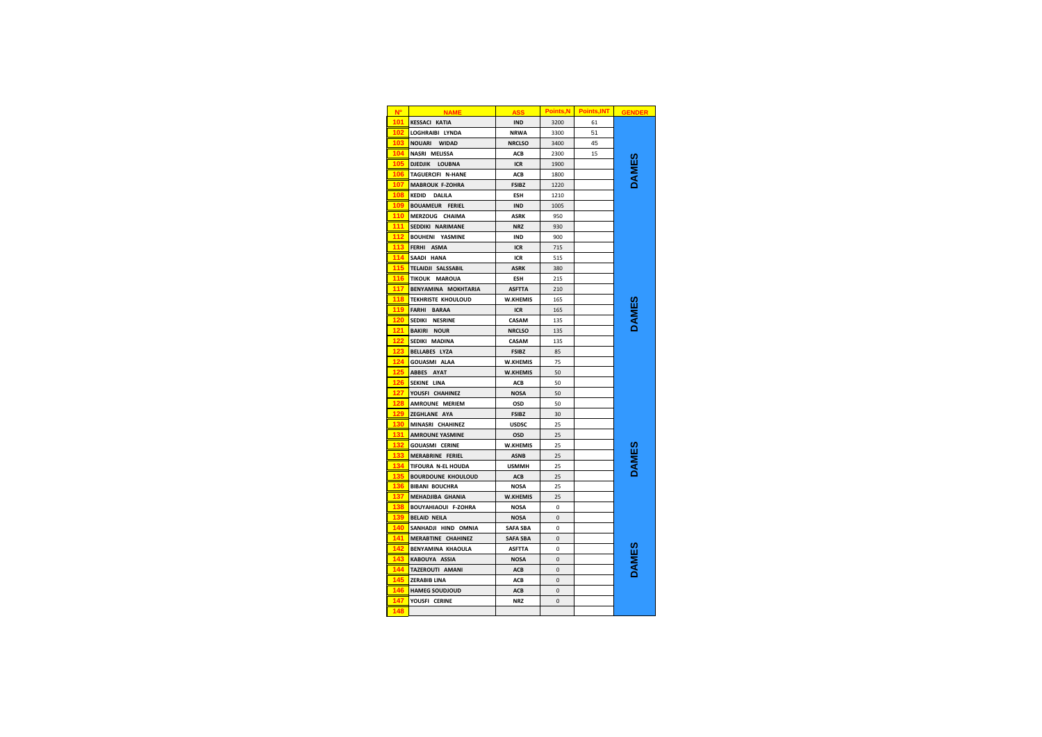| N° | NAME | ASS | Points,N | Points,INT | GENDER |
|---|---|---|---|---|---|
| 101 | KESSACI KATIA | IND | 3200 | 61 | DAMES |
| 102 | LOGHRAIBI LYNDA | NRWA | 3300 | 51 | |
| 103 | NOUARI WIDAD | NRCLSO | 3400 | 45 | |
| 104 | NASRI MELISSA | ACB | 2300 | 15 | |
| 105 | DJEDJIK LOUBNA | ICR | 1900 | | |
| 106 | TAGUERCIFI N-HANE | ACB | 1800 | | |
| 107 | MABROUK F-ZOHRA | FSIBZ | 1220 | | |
| 108 | KEDID DALILA | ESH | 1210 | | |
| 109 | BOUAMEUR FERIEL | IND | 1005 | | |
| 110 | MERZOUG CHAIMA | ASRK | 950 | | DAMES |
| 111 | SEDDIKI NARIMANE | NRZ | 930 | | |
| 112 | BOUHENI YASMINE | IND | 900 | | |
| 113 | FERHI ASMA | ICR | 715 | | |
| 114 | SAADI HANA | ICR | 515 | | |
| 115 | TELAIDJI SALSSABIL | ASRK | 380 | | |
| 116 | TIKOUK MAROUA | ESH | 215 | | |
| 117 | BENYAMINA MOKHTARIA | ASFTTA | 210 | | |
| 118 | TEKHRISTE KHOULOUD | W.KHEMIS | 165 | | |
| 119 | FARHI BARAA | ICR | 165 | | |
| 120 | SEDIKI NESRINE | CASAM | 135 | | |
| 121 | BAKIRI NOUR | NRCLSO | 135 | | |
| 122 | SEDIKI MADINA | CASAM | 135 | | |
| 123 | BELLABES LYZA | FSIBZ | 85 | | |
| 124 | GOUASMI ALAA | W.KHEMIS | 75 | | |
| 125 | ABBES AYAT | W.KHEMIS | 50 | | |
| 126 | SEKINE LINA | ACB | 50 | | DAMES |
| 127 | YOUSFI CHAHINEZ | NOSA | 50 | | |
| 128 | AMROUNE MERIEM | OSD | 50 | | |
| 129 | ZEGHLANE AYA | FSIBZ | 30 | | |
| 130 | MINASRI CHAHINEZ | USDSC | 25 | | |
| 131 | AMROUNE YASMINE | OSD | 25 | | |
| 132 | GOUASMI CERINE | W.KHEMIS | 25 | | |
| 133 | MERABRINE FERIEL | ASNB | 25 | | |
| 134 | TIFOURA N-EL HOUDA | USMMH | 25 | | |
| 135 | BOURDOUNE KHOULOUD | ACB | 25 | | |
| 136 | BIBANI BOUCHRA | NOSA | 25 | | |
| 137 | MEHADJIBA GHANIA | W.KHEMIS | 25 | | |
| 138 | BOUYAHIAOUI F-ZOHRA | NOSA | 0 | | |
| 139 | BELAID NEILA | NOSA | 0 | | DAMES |
| 140 | SANHADJI HIND OMNIA | SAFA SBA | 0 | | |
| 141 | MERABTINE CHAHINEZ | SAFA SBA | 0 | | |
| 142 | BENYAMINA KHAOULA | ASFTTA | 0 | | |
| 143 | KABOUYA ASSIA | NOSA | 0 | | |
| 144 | TAZEROUTI AMANI | ACB | 0 | | |
| 145 | ZERABIB LINA | ACB | 0 | | |
| 146 | HAMEG SOUDJOUD | ACB | 0 | | |
| 147 | YOUSFI CERINE | NRZ | 0 | | |
| 148 | | | | | |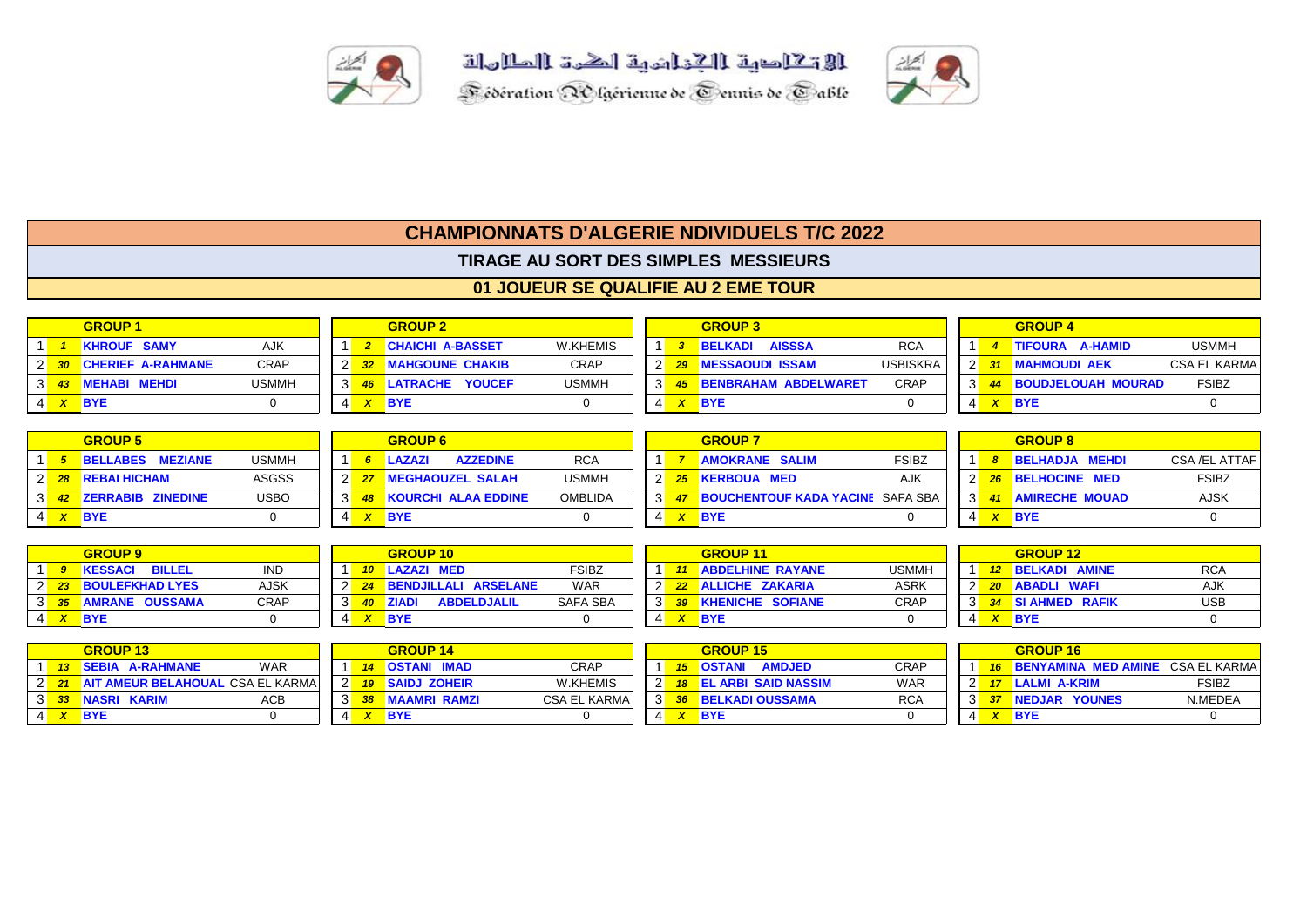الإتحادية الجزائرية لكرة الطاولة

Fédération Algérienne de Tennis de Table

# CHAMPIONNATS D'ALGERIE NDIVIDUELS T/C 2022

## TIRAGE AU SORT DES SIMPLES MESSIEURS

### 01 JOUEUR SE QUALIFIE AU 2 EME TOUR

| | | GROUP 1 | |
|---|---|---|---|
| 1 | 1 | KHROUF SAMY | AJK |
| 2 | 30 | CHERIEF A-RAHMANE | CRAP |
| 3 | 43 | MEHABI MEHDI | USMMH |
| 4 | X | BYE | 0 |

| | | GROUP 2 | |
|---|---|---|---|
| 1 | 2 | CHAICHI A-BASSET | W.KHEMIS |
| 2 | 32 | MAHGOUNE CHAKIB | CRAP |
| 3 | 46 | LATRACHE YOUCEF | USMMH |
| 4 | X | BYE | 0 |

| | | GROUP 3 | |
|---|---|---|---|
| 1 | 3 | BELKADI AISSSA | RCA |
| 2 | 29 | MESSAOUDI ISSAM | USBISKRA |
| 3 | 45 | BENBRAHAM ABDELWARET | CRAP |
| 4 | X | BYE | 0 |

| | | GROUP 4 | |
|---|---|---|---|
| 1 | 4 | TIFOURA A-HAMID | USMMH |
| 2 | 31 | MAHMOUDI AEK | CSA EL KARMA |
| 3 | 44 | BOUDJELOUAH MOURAD | FSIBZ |
| 4 | X | BYE | 0 |

| | | GROUP 5 | |
|---|---|---|---|
| 1 | 5 | BELLABES MEZIANE | USMMH |
| 2 | 28 | REBAI HICHAM | ASGSS |
| 3 | 42 | ZERRABIB ZINEDINE | USBO |
| 4 | X | BYE | 0 |

| | | GROUP 6 | |
|---|---|---|---|
| 1 | 6 | LAZAZI AZZEDINE | RCA |
| 2 | 27 | MEGHAOUZEL SALAH | USMMH |
| 3 | 48 | KOURCHI ALAA EDDINE | OMBLIDA |
| 4 | X | BYE | 0 |

| | | GROUP 7 | |
|---|---|---|---|
| 1 | 7 | AMOKRANE SALIM | FSIBZ |
| 2 | 25 | KERBOUA MED | AJK |
| 3 | 47 | BOUCHENTOUF KADA YACINE | SAFA SBA |
| 4 | X | BYE | 0 |

| | | GROUP 8 | |
|---|---|---|---|
| 1 | 8 | BELHADJA MEHDI | CSA /EL ATTAF |
| 2 | 26 | BELHOCINE MED | FSIBZ |
| 3 | 41 | AMIRECHE MOUAD | AJSK |
| 4 | X | BYE | 0 |

| | | GROUP 9 | |
|---|---|---|---|
| 1 | 9 | KESSACI BILLEL | IND |
| 2 | 23 | BOULEFKHAD LYES | AJSK |
| 3 | 35 | AMRANE OUSSAMA | CRAP |
| 4 | X | BYE | 0 |

| | | GROUP 10 | |
|---|---|---|---|
| 1 | 10 | LAZAZI MED | FSIBZ |
| 2 | 24 | BENDJILLALI ARSELANE | WAR |
| 3 | 40 | ZIADI ABDELDJALIL | SAFA SBA |
| 4 | X | BYE | 0 |

| | | GROUP 11 | |
|---|---|---|---|
| 1 | 11 | ABDELHINE RAYANE | USMMH |
| 2 | 22 | ALLICHE ZAKARIA | ASRK |
| 3 | 39 | KHENICHE SOFIANE | CRAP |
| 4 | X | BYE | 0 |

| | | GROUP 12 | |
|---|---|---|---|
| 1 | 12 | BELKADI AMINE | RCA |
| 2 | 20 | ABADLI WAFI | AJK |
| 3 | 34 | SI AHMED RAFIK | USB |
| 4 | X | BYE | 0 |

| | | GROUP 13 | |
|---|---|---|---|
| 1 | 13 | SEBIA A-RAHMANE | WAR |
| 2 | 21 | AIT AMEUR BELAHOUAL | CSA EL KARMA |
| 3 | 33 | NASRI KARIM | ACB |
| 4 | X | BYE | 0 |

| | | GROUP 14 | |
|---|---|---|---|
| 1 | 14 | OSTANI IMAD | CRAP |
| 2 | 19 | SAIDJ ZOHEIR | W.KHEMIS |
| 3 | 38 | MAAMRI RAMZI | CSA EL KARMA |
| 4 | X | BYE | 0 |

| | | GROUP 15 | |
|---|---|---|---|
| 1 | 15 | OSTANI AMDJED | CRAP |
| 2 | 18 | EL ARBI SAID NASSIM | WAR |
| 3 | 36 | BELKADI OUSSAMA | RCA |
| 4 | X | BYE | 0 |

| | | GROUP 16 | |
|---|---|---|---|
| 1 | 16 | BENYAMINA MED AMINE | CSA EL KARMA |
| 2 | 17 | LALMI A-KRIM | FSIBZ |
| 3 | 37 | NEDJAR YOUNES | N.MEDEA |
| 4 | X | BYE | 0 |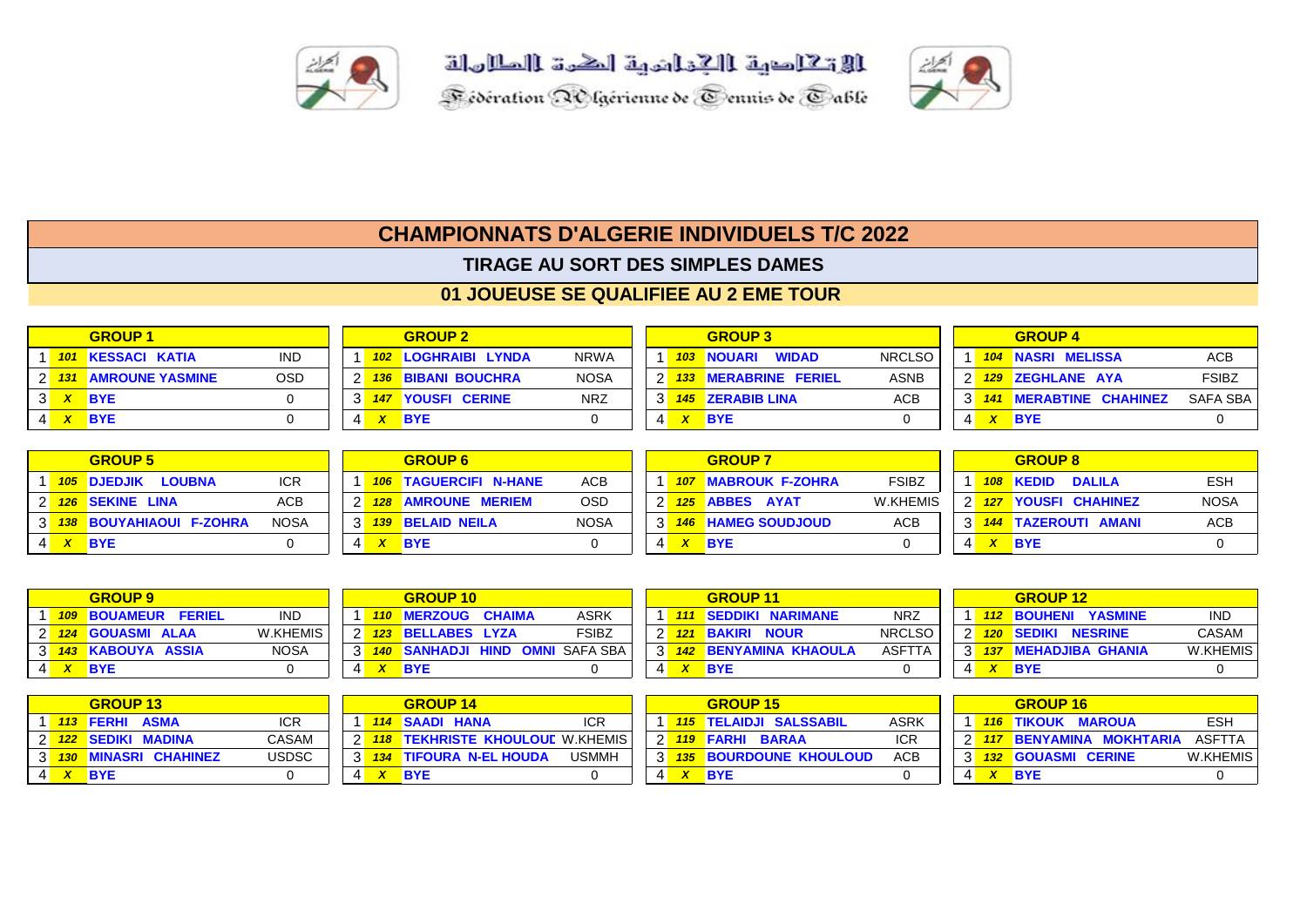الإتحادية الجزائرية لكرة الطاولة

Fédération Algérienne de Tennis de Table

# CHAMPIONNATS D'ALGERIE INDIVIDUELS T/C 2022

## TIRAGE AU SORT DES SIMPLES DAMES

### 01 JOUEUSE SE QUALIFIEE AU 2 EME TOUR

| | | GROUP 1 | |
|---|---|---|---|
| 1 | 101 | KESSACI KATIA | IND |
| 2 | 131 | AMROUNE YASMINE | OSD |
| 3 | X | BYE | 0 |
| 4 | X | BYE | 0 |

| | | GROUP 2 | |
|---|---|---|---|
| 1 | 102 | LOGHRAIBI LYNDA | NRWA |
| 2 | 136 | BIBANI BOUCHRA | NOSA |
| 3 | 147 | YOUSFI CERINE | NRZ |
| 4 | X | BYE | 0 |

| | | GROUP 3 | |
|---|---|---|---|
| 1 | 103 | NOUARI WIDAD | NRCLSO |
| 2 | 133 | MERABRINE FERIEL | ASNB |
| 3 | 145 | ZERABIB LINA | ACB |
| 4 | X | BYE | 0 |

| | | GROUP 4 | |
|---|---|---|---|
| 1 | 104 | NASRI MELISSA | ACB |
| 2 | 129 | ZEGHLANE AYA | FSIBZ |
| 3 | 141 | MERABTINE CHAHINEZ | SAFA SBA |
| 4 | X | BYE | 0 |

| | | GROUP 5 | |
|---|---|---|---|
| 1 | 105 | DJEDJIK LOUBNA | ICR |
| 2 | 126 | SEKINE LINA | ACB |
| 3 | 138 | BOUYAHIAOUI F-ZOHRA | NOSA |
| 4 | X | BYE | 0 |

| | | GROUP 6 | |
|---|---|---|---|
| 1 | 106 | TAGUERCIFI N-HANE | ACB |
| 2 | 128 | AMROUNE MERIEM | OSD |
| 3 | 139 | BELAID NEILA | NOSA |
| 4 | X | BYE | 0 |

| | | GROUP 7 | |
|---|---|---|---|
| 1 | 107 | MABROUK F-ZOHRA | FSIBZ |
| 2 | 125 | ABBES AYAT | W.KHEMIS |
| 3 | 146 | HAMEG SOUDJOUD | ACB |
| 4 | X | BYE | 0 |

| | | GROUP 8 | |
|---|---|---|---|
| 1 | 108 | KEDID DALILA | ESH |
| 2 | 127 | YOUSFI CHAHINEZ | NOSA |
| 3 | 144 | TAZEROUTI AMANI | ACB |
| 4 | X | BYE | 0 |

| | | GROUP 9 | |
|---|---|---|---|
| 1 | 109 | BOUAMEUR FERIEL | IND |
| 2 | 124 | GOUASMI ALAA | W.KHEMIS |
| 3 | 143 | KABOUYA ASSIA | NOSA |
| 4 | X | BYE | 0 |

| | | GROUP 10 | |
|---|---|---|---|
| 1 | 110 | MERZOUG CHAIMA | ASRK |
| 2 | 123 | BELLABES LYZA | FSIBZ |
| 3 | 140 | SANHADJI HIND OMNI | SAFA SBA |
| 4 | X | BYE | 0 |

| | | GROUP 11 | |
|---|---|---|---|
| 1 | 111 | SEDDIKI NARIMANE | NRZ |
| 2 | 121 | BAKIRI NOUR | NRCLSO |
| 3 | 142 | BENYAMINA KHAOULA | ASFTTA |
| 4 | X | BYE | 0 |

| | | GROUP 12 | |
|---|---|---|---|
| 1 | 112 | BOUHENI YASMINE | IND |
| 2 | 120 | SEDIKI NESRINE | CASAM |
| 3 | 137 | MEHADJIBA GHANIA | W.KHEMIS |
| 4 | X | BYE | 0 |

| | | GROUP 13 | |
|---|---|---|---|
| 1 | 113 | FERHI ASMA | ICR |
| 2 | 122 | SEDIKI MADINA | CASAM |
| 3 | 130 | MINASRI CHAHINEZ | USDSC |
| 4 | X | BYE | 0 |

| | | GROUP 14 | |
|---|---|---|---|
| 1 | 114 | SAADI HANA | ICR |
| 2 | 118 | TEKHRISTE KHOULOUD | W.KHEMIS |
| 3 | 134 | TIFOURA N-EL HOUDA | USMMH |
| 4 | X | BYE | 0 |

| | | GROUP 15 | |
|---|---|---|---|
| 1 | 115 | TELAIDJI SALSSABIL | ASRK |
| 2 | 119 | FARHI BARAA | ICR |
| 3 | 135 | BOURDOUNE KHOULOUD | ACB |
| 4 | X | BYE | 0 |

| | | GROUP 16 | |
|---|---|---|---|
| 1 | 116 | TIKOUK MAROUA | ESH |
| 2 | 117 | BENYAMINA MOKHTARIA | ASFTTA |
| 3 | 132 | GOUASMI CERINE | W.KHEMIS |
| 4 | X | BYE | 0 |